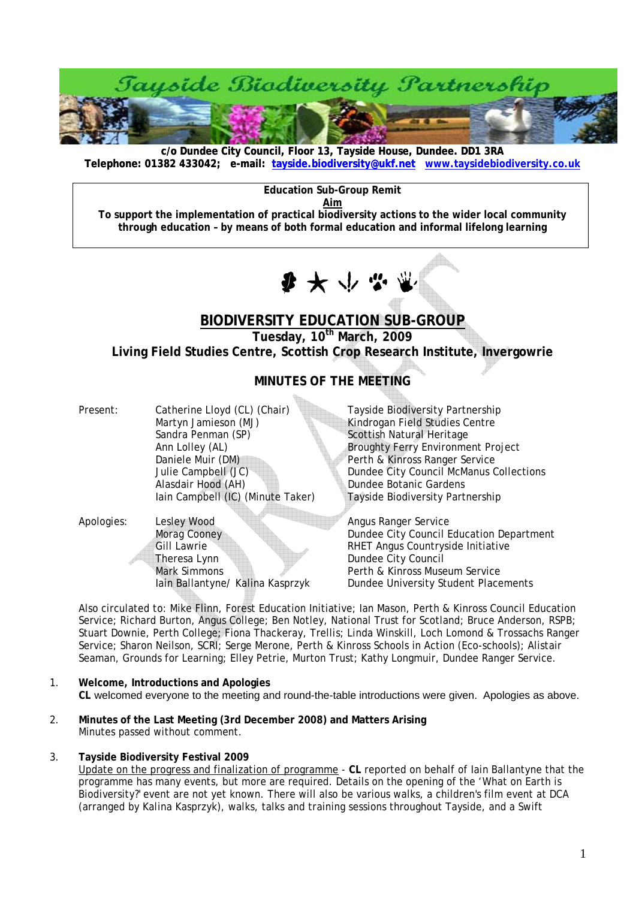# Tayside Biodiversity Partnership

**c/o Dundee City Council, Floor 13, Tayside House, Dundee. DD1 3RA**
**Telephone: 01382 433042; e-mail: tayside.biodiversity@ukf.net www.taysidebiodiversity.co.uk**

**Education Sub-Group Remit**
**Aim**
**To support the implementation of practical biodiversity actions to the wider local community through education – by means of both formal education and informal lifelong learning**

## BIODIVERSITY EDUCATION SUB-GROUP

### Tuesday, 10th March, 2009

### Living Field Studies Centre, Scottish Crop Research Institute, Invergowrie

### MINUTES OF THE MEETING

| | | |
|---|---|---|
| Present: | Catherine Lloyd (CL) (Chair) | Tayside Biodiversity Partnership |
| | Martyn Jamieson (MJ) | Kindrogan Field Studies Centre |
| | Sandra Penman (SP) | Scottish Natural Heritage |
| | Ann Lolley (AL) | Broughty Ferry Environment Project |
| | Daniele Muir (DM) | Perth & Kinross Ranger Service |
| | Julie Campbell (JC) | Dundee City Council McManus Collections |
| | Alasdair Hood (AH) | Dundee Botanic Gardens |
| | Iain Campbell (IC) (Minute Taker) | Tayside Biodiversity Partnership |
| Apologies: | Lesley Wood | Angus Ranger Service |
| | Morag Cooney | Dundee City Council Education Department |
| | Gill Lawrie | RHET Angus Countryside Initiative |
| | Theresa Lynn | Dundee City Council |
| | Mark Simmons | Perth & Kinross Museum Service |
| | Iain Ballantyne/ Kalina Kasprzyk | Dundee University Student Placements |

Also circulated to: Mike Flinn, Forest Education Initiative; Ian Mason, Perth & Kinross Council Education Service; Richard Burton, Angus College; Ben Notley, National Trust for Scotland; Bruce Anderson, RSPB; Stuart Downie, Perth College; Fiona Thackeray, Trellis; Linda Winskill, Loch Lomond & Trossachs Ranger Service; Sharon Neilson, SCRI; Serge Merone, Perth & Kinross Schools in Action (Eco-schools); Alistair Seaman, Grounds for Learning; Elley Petrie, Murton Trust; Kathy Longmuir, Dundee Ranger Service.

1. **Welcome, Introductions and Apologies**
   **CL** welcomed everyone to the meeting and round-the-table introductions were given. Apologies as above.

2. **Minutes of the Last Meeting (3rd December 2008) and Matters Arising**
   Minutes passed without comment.

3. **Tayside Biodiversity Festival 2009**
   Update on the progress and finalization of programme - **CL** reported on behalf of Iain Ballantyne that the programme has many events, but more are required. Details on the opening of the 'What on Earth is Biodiversity?' event are not yet known. There will also be various walks, a children's film event at DCA (arranged by Kalina Kasprzyk), walks, talks and training sessions throughout Tayside, and a Swift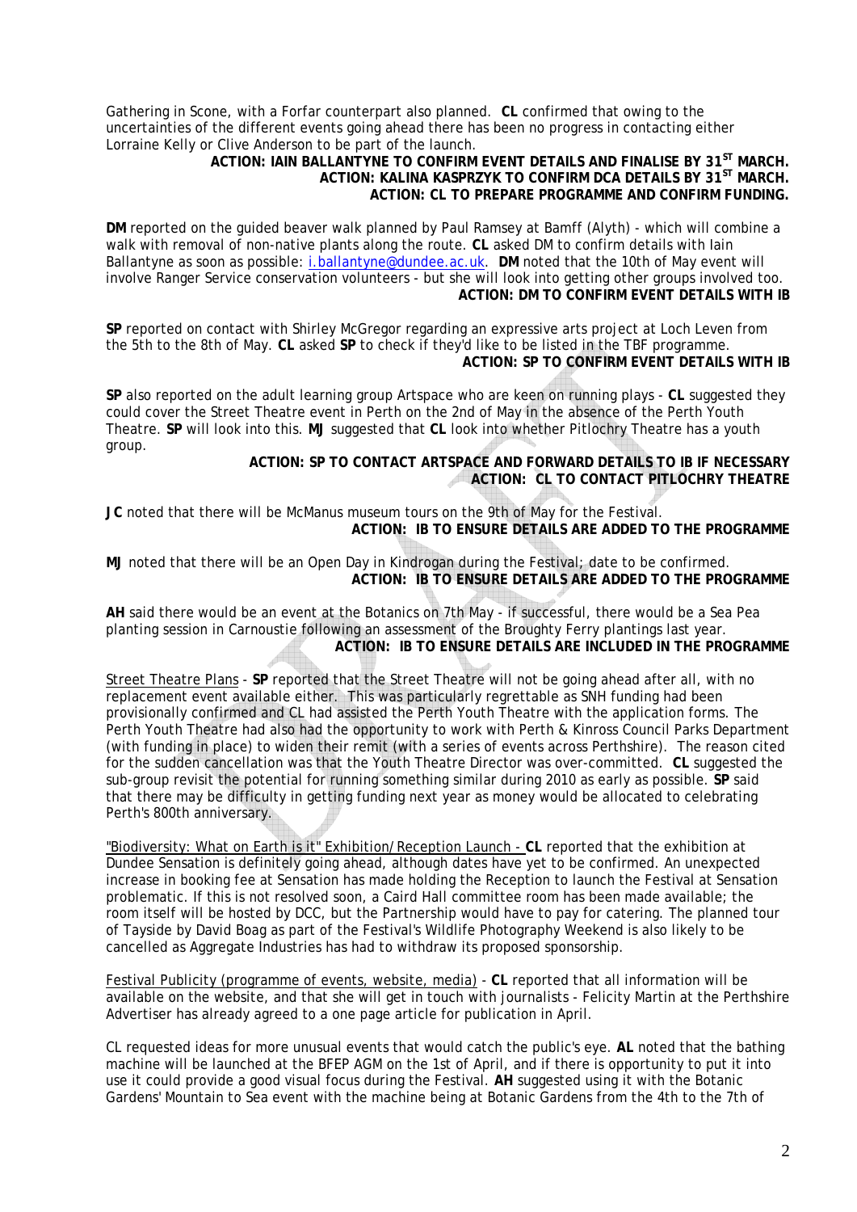Gathering in Scone, with a Forfar counterpart also planned. **CL** confirmed that owing to the uncertainties of the different events going ahead there has been no progress in contacting either Lorraine Kelly or Clive Anderson to be part of the launch.

**ACTION: IAIN BALLANTYNE TO CONFIRM EVENT DETAILS AND FINALISE BY 31ST MARCH.**
**ACTION: KALINA KASPRZYK TO CONFIRM DCA DETAILS BY 31ST MARCH.**
**ACTION: CL TO PREPARE PROGRAMME AND CONFIRM FUNDING.**

**DM** reported on the guided beaver walk planned by Paul Ramsey at Bamff (Alyth) - which will combine a walk with removal of non-native plants along the route. **CL** asked DM to confirm details with Iain Ballantyne as soon as possible: i.ballantyne@dundee.ac.uk. **DM** noted that the 10th of May event will involve Ranger Service conservation volunteers - but she will look into getting other groups involved too.

**ACTION: DM TO CONFIRM EVENT DETAILS WITH IB**

**SP** reported on contact with Shirley McGregor regarding an expressive arts project at Loch Leven from the 5th to the 8th of May. **CL** asked **SP** to check if they'd like to be listed in the TBF programme.

**ACTION: SP TO CONFIRM EVENT DETAILS WITH IB**

**SP** also reported on the adult learning group Artspace who are keen on running plays - **CL** suggested they could cover the Street Theatre event in Perth on the 2nd of May in the absence of the Perth Youth Theatre. **SP** will look into this. **MJ** suggested that **CL** look into whether Pitlochry Theatre has a youth group.

**ACTION: SP TO CONTACT ARTSPACE AND FORWARD DETAILS TO IB IF NECESSARY**
**ACTION: CL TO CONTACT PITLOCHRY THEATRE**

**JC** noted that there will be McManus museum tours on the 9th of May for the Festival.

**ACTION: IB TO ENSURE DETAILS ARE ADDED TO THE PROGRAMME**

**MJ** noted that there will be an Open Day in Kindrogan during the Festival; date to be confirmed.

**ACTION: IB TO ENSURE DETAILS ARE ADDED TO THE PROGRAMME**

**AH** said there would be an event at the Botanics on 7th May - if successful, there would be a Sea Pea planting session in Carnoustie following an assessment of the Broughty Ferry plantings last year.

**ACTION: IB TO ENSURE DETAILS ARE INCLUDED IN THE PROGRAMME**

Street Theatre Plans - **SP** reported that the Street Theatre will not be going ahead after all, with no replacement event available either. This was particularly regrettable as SNH funding had been provisionally confirmed and CL had assisted the Perth Youth Theatre with the application forms. The Perth Youth Theatre had also had the opportunity to work with Perth & Kinross Council Parks Department (with funding in place) to widen their remit (with a series of events across Perthshire). The reason cited for the sudden cancellation was that the Youth Theatre Director was over-committed. **CL** suggested the sub-group revisit the potential for running something similar during 2010 as early as possible. **SP** said that there may be difficulty in getting funding next year as money would be allocated to celebrating Perth's 800th anniversary.

"Biodiversity: What on Earth is it" Exhibition/Reception Launch - **CL** reported that the exhibition at Dundee Sensation is definitely going ahead, although dates have yet to be confirmed. An unexpected increase in booking fee at Sensation has made holding the Reception to launch the Festival at Sensation problematic. If this is not resolved soon, a Caird Hall committee room has been made available; the room itself will be hosted by DCC, but the Partnership would have to pay for catering. The planned tour of Tayside by David Boag as part of the Festival's Wildlife Photography Weekend is also likely to be cancelled as Aggregate Industries has had to withdraw its proposed sponsorship.

Festival Publicity (programme of events, website, media) - **CL** reported that all information will be available on the website, and that she will get in touch with journalists - Felicity Martin at the Perthshire Advertiser has already agreed to a one page article for publication in April.

CL requested ideas for more unusual events that would catch the public's eye. **AL** noted that the bathing machine will be launched at the BFEP AGM on the 1st of April, and if there is opportunity to put it into use it could provide a good visual focus during the Festival. **AH** suggested using it with the Botanic Gardens' Mountain to Sea event with the machine being at Botanic Gardens from the 4th to the 7th of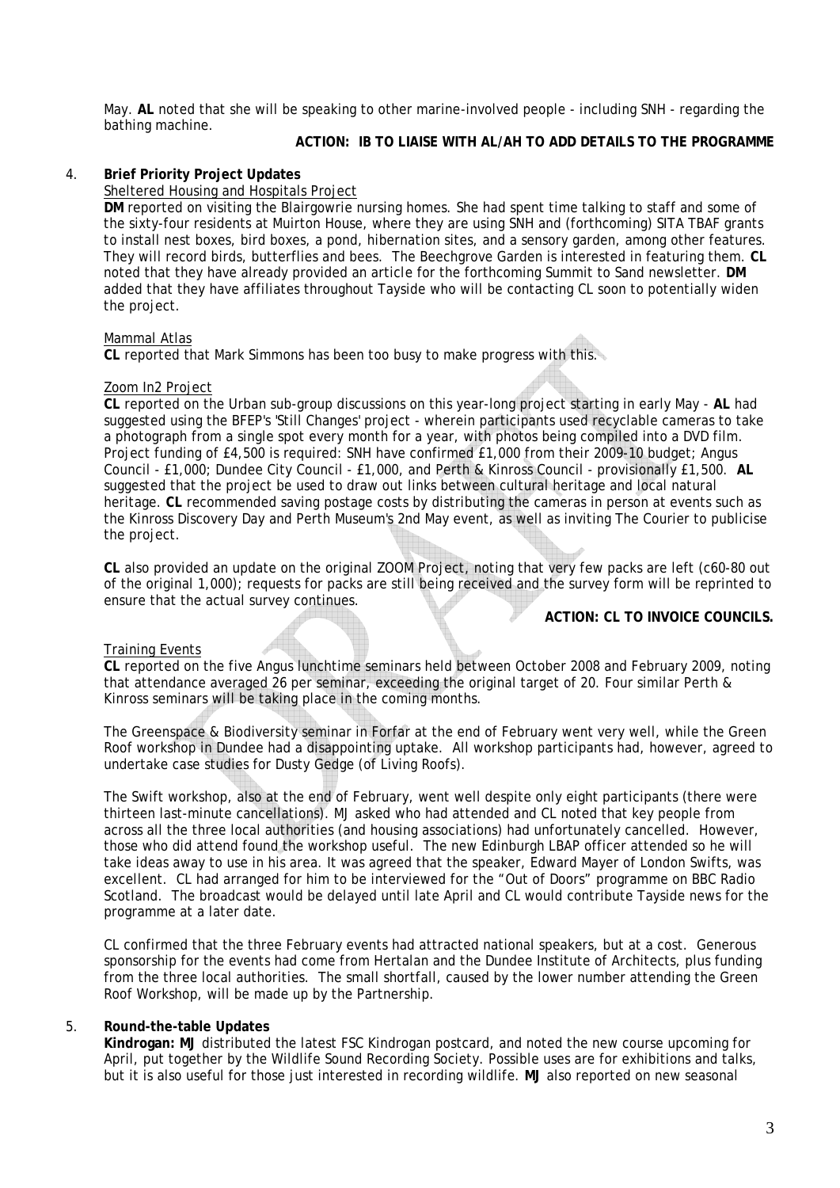May. **AL** noted that she will be speaking to other marine-involved people - including SNH - regarding the bathing machine.

**ACTION: IB TO LIAISE WITH AL/AH TO ADD DETAILS TO THE PROGRAMME**

4. **Brief Priority Project Updates**

Sheltered Housing and Hospitals Project

**DM** reported on visiting the Blairgowrie nursing homes. She had spent time talking to staff and some of the sixty-four residents at Muirton House, where they are using SNH and (forthcoming) SITA TBAF grants to install nest boxes, bird boxes, a pond, hibernation sites, and a sensory garden, among other features. They will record birds, butterflies and bees. The Beechgrove Garden is interested in featuring them. **CL** noted that they have already provided an article for the forthcoming Summit to Sand newsletter. **DM** added that they have affiliates throughout Tayside who will be contacting CL soon to potentially widen the project.

Mammal Atlas

**CL** reported that Mark Simmons has been too busy to make progress with this.

Zoom In2 Project

**CL** reported on the Urban sub-group discussions on this year-long project starting in early May - **AL** had suggested using the BFEP's 'Still Changes' project - wherein participants used recyclable cameras to take a photograph from a single spot every month for a year, with photos being compiled into a DVD film. Project funding of £4,500 is required: SNH have confirmed £1,000 from their 2009-10 budget; Angus Council - £1,000; Dundee City Council - £1,000, and Perth & Kinross Council - provisionally £1,500. **AL** suggested that the project be used to draw out links between cultural heritage and local natural heritage. **CL** recommended saving postage costs by distributing the cameras in person at events such as the Kinross Discovery Day and Perth Museum's 2nd May event, as well as inviting The Courier to publicise the project.

**CL** also provided an update on the original ZOOM Project, noting that very few packs are left (c60-80 out of the original 1,000); requests for packs are still being received and the survey form will be reprinted to ensure that the actual survey continues.

**ACTION: CL TO INVOICE COUNCILS.**

Training Events

**CL** reported on the five Angus lunchtime seminars held between October 2008 and February 2009, noting that attendance averaged 26 per seminar, exceeding the original target of 20. Four similar Perth & Kinross seminars will be taking place in the coming months.

The Greenspace & Biodiversity seminar in Forfar at the end of February went very well, while the Green Roof workshop in Dundee had a disappointing uptake. All workshop participants had, however, agreed to undertake case studies for Dusty Gedge (of Living Roofs).

The Swift workshop, also at the end of February, went well despite only eight participants (there were thirteen last-minute cancellations). MJ asked who had attended and CL noted that key people from across all the three local authorities (and housing associations) had unfortunately cancelled. However, those who did attend found the workshop useful. The new Edinburgh LBAP officer attended so he will take ideas away to use in his area. It was agreed that the speaker, Edward Mayer of London Swifts, was excellent. CL had arranged for him to be interviewed for the "Out of Doors" programme on BBC Radio Scotland. The broadcast would be delayed until late April and CL would contribute Tayside news for the programme at a later date.

CL confirmed that the three February events had attracted national speakers, but at a cost. Generous sponsorship for the events had come from Hertalan and the Dundee Institute of Architects, plus funding from the three local authorities. The small shortfall, caused by the lower number attending the Green Roof Workshop, will be made up by the Partnership.

5. **Round-the-table Updates**

**Kindrogan: MJ** distributed the latest FSC Kindrogan postcard, and noted the new course upcoming for April, put together by the Wildlife Sound Recording Society. Possible uses are for exhibitions and talks, but it is also useful for those just interested in recording wildlife. **MJ** also reported on new seasonal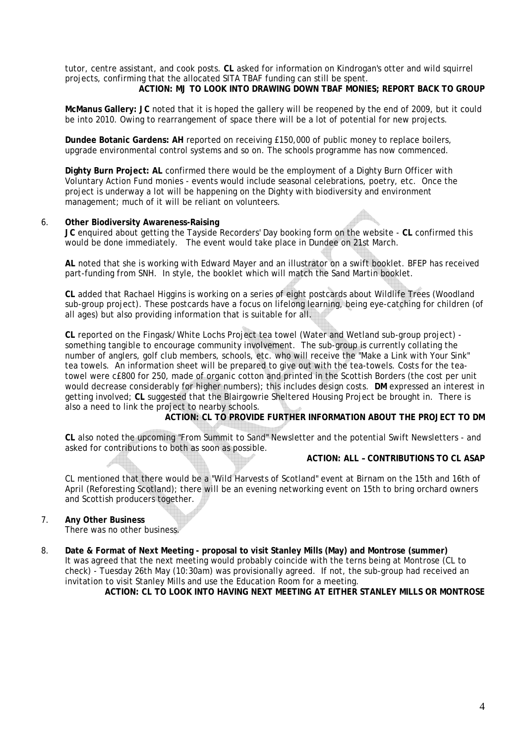tutor, centre assistant, and cook posts. **CL** asked for information on Kindrogan's otter and wild squirrel projects, confirming that the allocated SITA TBAF funding can still be spent.

**ACTION: MJ TO LOOK INTO DRAWING DOWN TBAF MONIES; REPORT BACK TO GROUP**

**McManus Gallery: JC** noted that it is hoped the gallery will be reopened by the end of 2009, but it could be into 2010. Owing to rearrangement of space there will be a lot of potential for new projects.

**Dundee Botanic Gardens: AH** reported on receiving £150,000 of public money to replace boilers, upgrade environmental control systems and so on. The schools programme has now commenced.

**Dighty Burn Project: AL** confirmed there would be the employment of a Dighty Burn Officer with Voluntary Action Fund monies - events would include seasonal celebrations, poetry, etc. Once the project is underway a lot will be happening on the Dighty with biodiversity and environment management; much of it will be reliant on volunteers.

6. **Other Biodiversity Awareness-Raising**

**JC** enquired about getting the Tayside Recorders' Day booking form on the website - **CL** confirmed this would be done immediately. The event would take place in Dundee on 21st March.

**AL** noted that she is working with Edward Mayer and an illustrator on a swift booklet. BFEP has received part-funding from SNH. In style, the booklet which will match the Sand Martin booklet.

**CL** added that Rachael Higgins is working on a series of eight postcards about Wildlife Trees (Woodland sub-group project). These postcards have a focus on lifelong learning, being eye-catching for children (of all ages) but also providing information that is suitable for all.

**CL** reported on the Fingask/White Lochs Project tea towel (Water and Wetland sub-group project) - something tangible to encourage community involvement. The sub-group is currently collating the number of anglers, golf club members, schools, etc. who will receive the "Make a Link with Your Sink" tea towels. An information sheet will be prepared to give out with the tea-towels. Costs for the tea-towel were c£800 for 250, made of organic cotton and printed in the Scottish Borders (the cost per unit would decrease considerably for higher numbers); this includes design costs. **DM** expressed an interest in getting involved; **CL** suggested that the Blairgowrie Sheltered Housing Project be brought in. There is also a need to link the project to nearby schools.

**ACTION: CL TO PROVIDE FURTHER INFORMATION ABOUT THE PROJECT TO DM**

**CL** also noted the upcoming "From Summit to Sand" Newsletter and the potential Swift Newsletters - and asked for contributions to both as soon as possible.

**ACTION: ALL – CONTRIBUTIONS TO CL ASAP**

CL mentioned that there would be a "Wild Harvests of Scotland" event at Birnam on the 15th and 16th of April (Reforesting Scotland); there will be an evening networking event on 15th to bring orchard owners and Scottish producers together.

7. **Any Other Business**

There was no other business.

8. **Date & Format of Next Meeting - proposal to visit Stanley Mills (May) and Montrose (summer)**

It was agreed that the next meeting would probably coincide with the terns being at Montrose (CL to check) - Tuesday 26th May (10:30am) was provisionally agreed. If not, the sub-group had received an invitation to visit Stanley Mills and use the Education Room for a meeting.

**ACTION: CL TO LOOK INTO HAVING NEXT MEETING AT EITHER STANLEY MILLS OR MONTROSE**